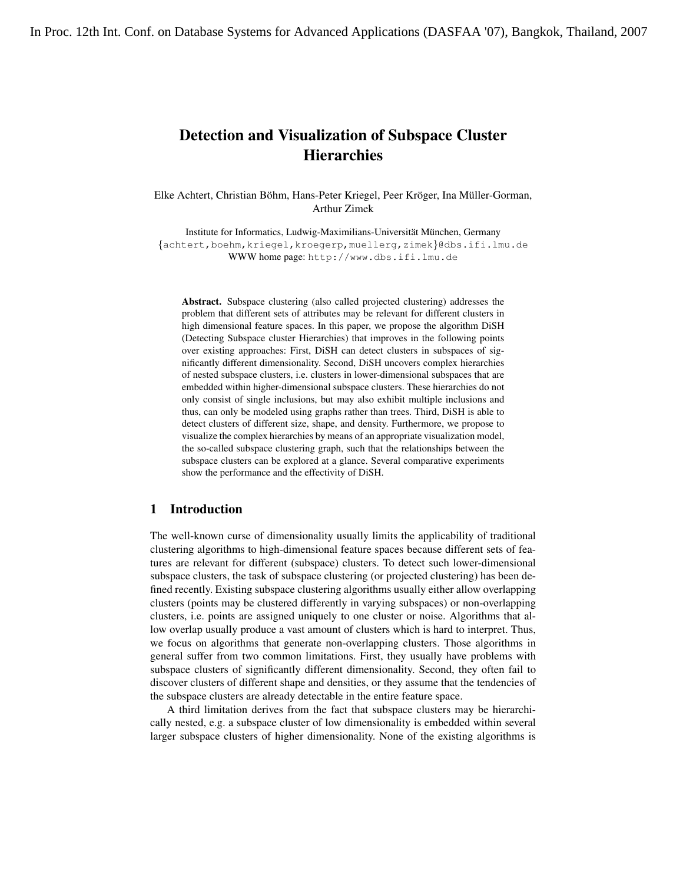In Proc. 12th Int. Conf. on Database Systems for Advanced Applications (DASFAA '07), Bangkok, Thailand, 2007

# Detection and Visualization of Subspace Cluster Hierarchies

Elke Achtert, Christian Böhm, Hans-Peter Kriegel, Peer Kröger, Ina Müller-Gorman, Arthur Zimek

Institute for Informatics, Ludwig-Maximilians-Universität München, Germany
{achtert,boehm,kriegel,kroegerp,muellerg,zimek}@dbs.ifi.lmu.de
WWW home page: http://www.dbs.ifi.lmu.de

**Abstract.** Subspace clustering (also called projected clustering) addresses the problem that different sets of attributes may be relevant for different clusters in high dimensional feature spaces. In this paper, we propose the algorithm DiSH (Detecting Subspace cluster Hierarchies) that improves in the following points over existing approaches: First, DiSH can detect clusters in subspaces of significantly different dimensionality. Second, DiSH uncovers complex hierarchies of nested subspace clusters, i.e. clusters in lower-dimensional subspaces that are embedded within higher-dimensional subspace clusters. These hierarchies do not only consist of single inclusions, but may also exhibit multiple inclusions and thus, can only be modeled using graphs rather than trees. Third, DiSH is able to detect clusters of different size, shape, and density. Furthermore, we propose to visualize the complex hierarchies by means of an appropriate visualization model, the so-called subspace clustering graph, such that the relationships between the subspace clusters can be explored at a glance. Several comparative experiments show the performance and the effectivity of DiSH.

## 1 Introduction

The well-known curse of dimensionality usually limits the applicability of traditional clustering algorithms to high-dimensional feature spaces because different sets of features are relevant for different (subspace) clusters. To detect such lower-dimensional subspace clusters, the task of subspace clustering (or projected clustering) has been defined recently. Existing subspace clustering algorithms usually either allow overlapping clusters (points may be clustered differently in varying subspaces) or non-overlapping clusters, i.e. points are assigned uniquely to one cluster or noise. Algorithms that allow overlap usually produce a vast amount of clusters which is hard to interpret. Thus, we focus on algorithms that generate non-overlapping clusters. Those algorithms in general suffer from two common limitations. First, they usually have problems with subspace clusters of significantly different dimensionality. Second, they often fail to discover clusters of different shape and densities, or they assume that the tendencies of the subspace clusters are already detectable in the entire feature space.

A third limitation derives from the fact that subspace clusters may be hierarchically nested, e.g. a subspace cluster of low dimensionality is embedded within several larger subspace clusters of higher dimensionality. None of the existing algorithms is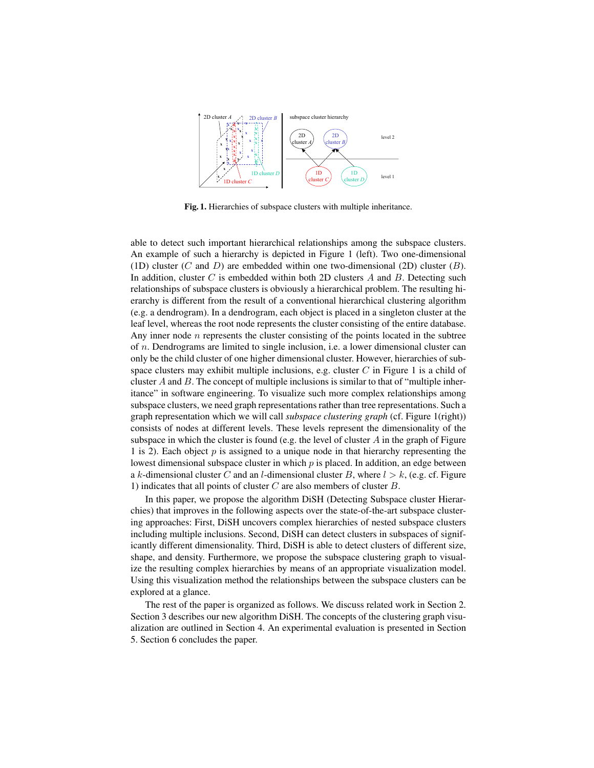**Fig. 1.** Hierarchies of subspace clusters with multiple inheritance.

able to detect such important hierarchical relationships among the subspace clusters. An example of such a hierarchy is depicted in Figure 1 (left). Two one-dimensional (1D) cluster ($C$ and $D$) are embedded within one two-dimensional (2D) cluster ($B$). In addition, cluster $C$ is embedded within both 2D clusters $A$ and $B$. Detecting such relationships of subspace clusters is obviously a hierarchical problem. The resulting hierarchy is different from the result of a conventional hierarchical clustering algorithm (e.g. a dendrogram). In a dendrogram, each object is placed in a singleton cluster at the leaf level, whereas the root node represents the cluster consisting of the entire database. Any inner node $n$ represents the cluster consisting of the points located in the subtree of $n$. Dendrograms are limited to single inclusion, i.e. a lower dimensional cluster can only be the child cluster of one higher dimensional cluster. However, hierarchies of subspace clusters may exhibit multiple inclusions, e.g. cluster $C$ in Figure 1 is a child of cluster $A$ and $B$. The concept of multiple inclusions is similar to that of "multiple inheritance" in software engineering. To visualize such more complex relationships among subspace clusters, we need graph representations rather than tree representations. Such a graph representation which we will call *subspace clustering graph* (cf. Figure 1(right)) consists of nodes at different levels. These levels represent the dimensionality of the subspace in which the cluster is found (e.g. the level of cluster $A$ in the graph of Figure 1 is 2). Each object $p$ is assigned to a unique node in that hierarchy representing the lowest dimensional subspace cluster in which $p$ is placed. In addition, an edge between a $k$-dimensional cluster $C$ and an $l$-dimensional cluster $B$, where $l > k$, (e.g. cf. Figure 1) indicates that all points of cluster $C$ are also members of cluster $B$.

In this paper, we propose the algorithm DiSH (Detecting Subspace cluster Hierarchies) that improves in the following aspects over the state-of-the-art subspace clustering approaches: First, DiSH uncovers complex hierarchies of nested subspace clusters including multiple inclusions. Second, DiSH can detect clusters in subspaces of significantly different dimensionality. Third, DiSH is able to detect clusters of different size, shape, and density. Furthermore, we propose the subspace clustering graph to visualize the resulting complex hierarchies by means of an appropriate visualization model. Using this visualization method the relationships between the subspace clusters can be explored at a glance.

The rest of the paper is organized as follows. We discuss related work in Section 2. Section 3 describes our new algorithm DiSH. The concepts of the clustering graph visualization are outlined in Section 4. An experimental evaluation is presented in Section 5. Section 6 concludes the paper.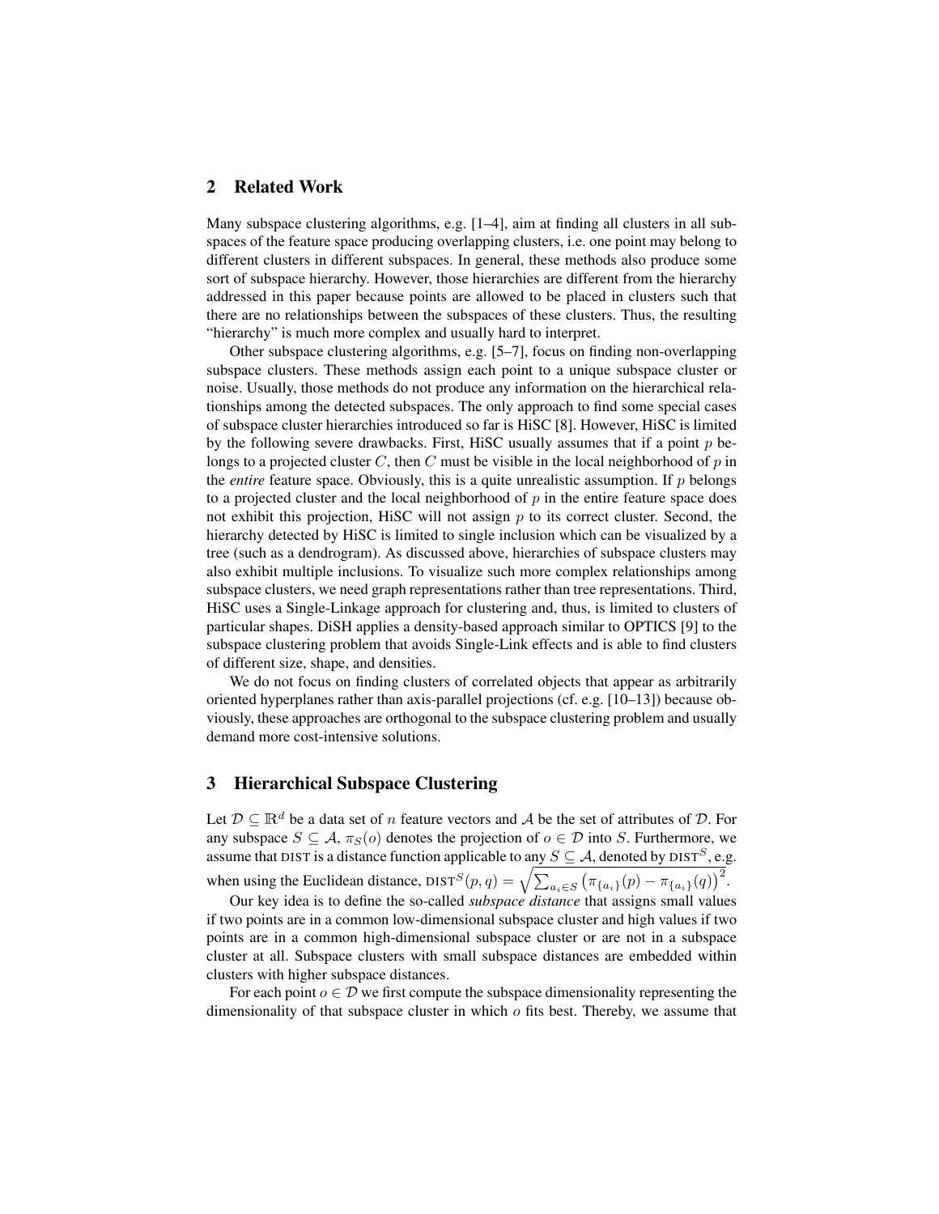## 2 Related Work

Many subspace clustering algorithms, e.g. [1–4], aim at finding all clusters in all subspaces of the feature space producing overlapping clusters, i.e. one point may belong to different clusters in different subspaces. In general, these methods also produce some sort of subspace hierarchy. However, those hierarchies are different from the hierarchy addressed in this paper because points are allowed to be placed in clusters such that there are no relationships between the subspaces of these clusters. Thus, the resulting "hierarchy" is much more complex and usually hard to interpret.

Other subspace clustering algorithms, e.g. [5–7], focus on finding non-overlapping subspace clusters. These methods assign each point to a unique subspace cluster or noise. Usually, those methods do not produce any information on the hierarchical relationships among the detected subspaces. The only approach to find some special cases of subspace cluster hierarchies introduced so far is HiSC [8]. However, HiSC is limited by the following severe drawbacks. First, HiSC usually assumes that if a point $p$ belongs to a projected cluster $C$, then $C$ must be visible in the local neighborhood of $p$ in the *entire* feature space. Obviously, this is a quite unrealistic assumption. If $p$ belongs to a projected cluster and the local neighborhood of $p$ in the entire feature space does not exhibit this projection, HiSC will not assign $p$ to its correct cluster. Second, the hierarchy detected by HiSC is limited to single inclusion which can be visualized by a tree (such as a dendrogram). As discussed above, hierarchies of subspace clusters may also exhibit multiple inclusions. To visualize such more complex relationships among subspace clusters, we need graph representations rather than tree representations. Third, HiSC uses a Single-Linkage approach for clustering and, thus, is limited to clusters of particular shapes. DiSH applies a density-based approach similar to OPTICS [9] to the subspace clustering problem that avoids Single-Link effects and is able to find clusters of different size, shape, and densities.

We do not focus on finding clusters of correlated objects that appear as arbitrarily oriented hyperplanes rather than axis-parallel projections (cf. e.g. [10–13]) because obviously, these approaches are orthogonal to the subspace clustering problem and usually demand more cost-intensive solutions.

## 3 Hierarchical Subspace Clustering

Let $\mathcal{D} \subseteq \mathbb{R}^d$ be a data set of $n$ feature vectors and $\mathcal{A}$ be the set of attributes of $\mathcal{D}$. For any subspace $S \subseteq \mathcal{A}$, $\pi_S(o)$ denotes the projection of $o \in \mathcal{D}$ into $S$. Furthermore, we assume that $\text{DIST}$ is a distance function applicable to any $S \subseteq \mathcal{A}$, denoted by $\text{DIST}^S$, e.g. when using the Euclidean distance, $\text{DIST}^S(p, q) = \sqrt{\sum_{a_i \in S} \left(\pi_{\{a_i\}}(p) - \pi_{\{a_i\}}(q)\right)^2}$.

Our key idea is to define the so-called *subspace distance* that assigns small values if two points are in a common low-dimensional subspace cluster and high values if two points are in a common high-dimensional subspace cluster or are not in a subspace cluster at all. Subspace clusters with small subspace distances are embedded within clusters with higher subspace distances.

For each point $o \in \mathcal{D}$ we first compute the subspace dimensionality representing the dimensionality of that subspace cluster in which $o$ fits best. Thereby, we assume that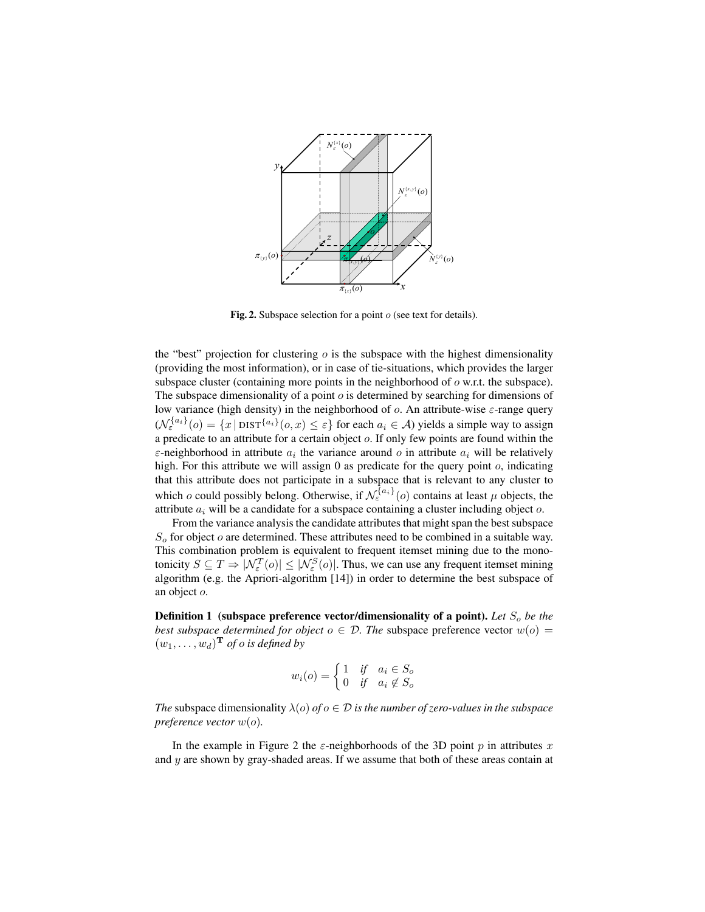**Fig. 2.** Subspace selection for a point $o$ (see text for details).

the "best" projection for clustering $o$ is the subspace with the highest dimensionality (providing the most information), or in case of tie-situations, which provides the larger subspace cluster (containing more points in the neighborhood of $o$ w.r.t. the subspace). The subspace dimensionality of a point $o$ is determined by searching for dimensions of low variance (high density) in the neighborhood of $o$. An attribute-wise $\varepsilon$-range query ($\mathcal{N}_\varepsilon^{\{a_i\}}(o) = \{x \mid \text{DIST}^{\{a_i\}}(o,x) \leq \varepsilon\}$ for each $a_i \in \mathcal{A}$) yields a simple way to assign a predicate to an attribute for a certain object $o$. If only few points are found within the $\varepsilon$-neighborhood in attribute $a_i$ the variance around $o$ in attribute $a_i$ will be relatively high. For this attribute we will assign 0 as predicate for the query point $o$, indicating that this attribute does not participate in a subspace that is relevant to any cluster to which $o$ could possibly belong. Otherwise, if $\mathcal{N}_\varepsilon^{\{a_i\}}(o)$ contains at least $\mu$ objects, the attribute $a_i$ will be a candidate for a subspace containing a cluster including object $o$.

From the variance analysis the candidate attributes that might span the best subspace $S_o$ for object $o$ are determined. These attributes need to be combined in a suitable way. This combination problem is equivalent to frequent itemset mining due to the monotonicity $S \subseteq T \Rightarrow |\mathcal{N}_\varepsilon^T(o)| \leq |\mathcal{N}_\varepsilon^S(o)|$. Thus, we can use any frequent itemset mining algorithm (e.g. the Apriori-algorithm [14]) in order to determine the best subspace of an object $o$.

**Definition 1 (subspace preference vector/dimensionality of a point).** *Let $S_o$ be the best subspace determined for object $o \in \mathcal{D}$. The* subspace preference vector $w(o) = (w_1, \ldots, w_d)^\mathbf{T}$ *of o is defined by*

$$w_i(o) = \begin{cases} 1 & \text{if} \quad a_i \in S_o \\ 0 & \text{if} \quad a_i \notin S_o \end{cases}$$

*The* subspace dimensionality $\lambda(o)$ *of $o \in \mathcal{D}$ is the number of zero-values in the subspace preference vector $w(o)$.*

In the example in Figure 2 the $\varepsilon$-neighborhoods of the 3D point $p$ in attributes $x$ and $y$ are shown by gray-shaded areas. If we assume that both of these areas contain at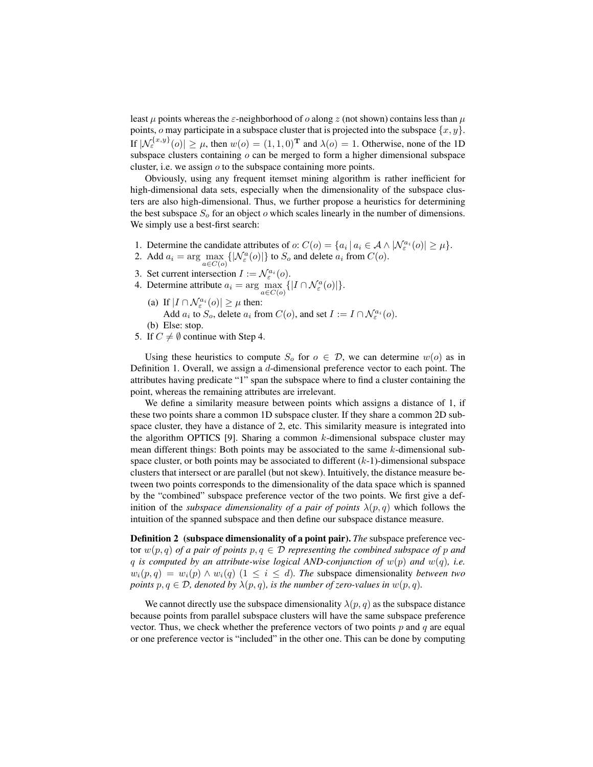least $\mu$ points whereas the $\varepsilon$-neighborhood of $o$ along $z$ (not shown) contains less than $\mu$ points, $o$ may participate in a subspace cluster that is projected into the subspace $\{x, y\}$. If $|\mathcal{N}_\varepsilon^{\{x,y\}}(o)| \geq \mu$, then $w(o) = (1, 1, 0)^{\mathbf{T}}$ and $\lambda(o) = 1$. Otherwise, none of the 1D subspace clusters containing $o$ can be merged to form a higher dimensional subspace cluster, i.e. we assign $o$ to the subspace containing more points.

Obviously, using any frequent itemset mining algorithm is rather inefficient for high-dimensional data sets, especially when the dimensionality of the subspace clusters are also high-dimensional. Thus, we further propose a heuristics for determining the best subspace $S_o$ for an object $o$ which scales linearly in the number of dimensions. We simply use a best-first search:

1. Determine the candidate attributes of $o$: $C(o) = \{a_i \mid a_i \in \mathcal{A} \wedge |\mathcal{N}_\varepsilon^{a_i}(o)| \geq \mu\}$.
2. Add $a_i = \arg\max_{a \in C(o)} \{|\mathcal{N}_\varepsilon^{a}(o)|\}$ to $S_o$ and delete $a_i$ from $C(o)$.
3. Set current intersection $I := \mathcal{N}_\varepsilon^{a_i}(o)$.
4. Determine attribute $a_i = \arg\max_{a \in C(o)} \{|I \cap \mathcal{N}_\varepsilon^{a}(o)|\}$.
   (a) If $|I \cap \mathcal{N}_\varepsilon^{a_i}(o)| \geq \mu$ then:
   Add $a_i$ to $S_o$, delete $a_i$ from $C(o)$, and set $I := I \cap \mathcal{N}_\varepsilon^{a_i}(o)$.
   (b) Else: stop.
5. If $C \neq \emptyset$ continue with Step 4.

Using these heuristics to compute $S_o$ for $o \in \mathcal{D}$, we can determine $w(o)$ as in Definition 1. Overall, we assign a $d$-dimensional preference vector to each point. The attributes having predicate "1" span the subspace where to find a cluster containing the point, whereas the remaining attributes are irrelevant.

We define a similarity measure between points which assigns a distance of 1, if these two points share a common 1D subspace cluster. If they share a common 2D subspace cluster, they have a distance of 2, etc. This similarity measure is integrated into the algorithm OPTICS [9]. Sharing a common $k$-dimensional subspace cluster may mean different things: Both points may be associated to the same $k$-dimensional subspace cluster, or both points may be associated to different ($k$-1)-dimensional subspace clusters that intersect or are parallel (but not skew). Intuitively, the distance measure between two points corresponds to the dimensionality of the data space which is spanned by the "combined" subspace preference vector of the two points. We first give a definition of the *subspace dimensionality of a pair of points* $\lambda(p, q)$ which follows the intuition of the spanned subspace and then define our subspace distance measure.

**Definition 2 (subspace dimensionality of a point pair).** *The* subspace preference vector $w(p, q)$ *of a pair of points* $p, q \in \mathcal{D}$ *representing the combined subspace of* $p$ *and* $q$ *is computed by an attribute-wise logical AND-conjunction of* $w(p)$ *and* $w(q)$*, i.e.* $w_i(p, q) = w_i(p) \wedge w_i(q)$ $(1 \leq i \leq d)$. *The* subspace dimensionality *between two points* $p, q \in \mathcal{D}$*, denoted by* $\lambda(p, q)$*, is the number of zero-values in* $w(p, q)$.

We cannot directly use the subspace dimensionality $\lambda(p, q)$ as the subspace distance because points from parallel subspace clusters will have the same subspace preference vector. Thus, we check whether the preference vectors of two points $p$ and $q$ are equal or one preference vector is "included" in the other one. This can be done by computing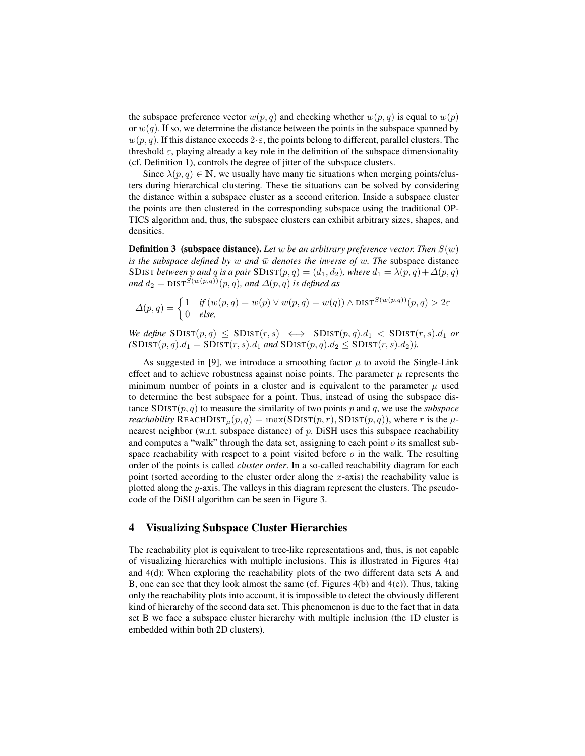the subspace preference vector $w(p,q)$ and checking whether $w(p,q)$ is equal to $w(p)$ or $w(q)$. If so, we determine the distance between the points in the subspace spanned by $w(p,q)$. If this distance exceeds $2 \cdot \varepsilon$, the points belong to different, parallel clusters. The threshold $\varepsilon$, playing already a key role in the definition of the subspace dimensionality (cf. Definition 1), controls the degree of jitter of the subspace clusters.

Since $\lambda(p,q) \in \mathbb{N}$, we usually have many tie situations when merging points/clusters during hierarchical clustering. These tie situations can be solved by considering the distance within a subspace cluster as a second criterion. Inside a subspace cluster the points are then clustered in the corresponding subspace using the traditional OPTICS algorithm and, thus, the subspace clusters can exhibit arbitrary sizes, shapes, and densities.

**Definition 3 (subspace distance).** *Let $w$ be an arbitrary preference vector. Then $S(w)$ is the subspace defined by $w$ and $\bar{w}$ denotes the inverse of $w$. The* subspace distance *$\text{SDIST}$ between $p$ and $q$ is a pair $\text{SDIST}(p,q) = (d_1, d_2)$, where $d_1 = \lambda(p,q) + \Delta(p,q)$ and $d_2 = \text{DIST}^{S(\bar{w}(p,q))}(p,q)$, and $\Delta(p,q)$ is defined as*

$$\Delta(p,q) = \begin{cases} 1 & \text{if } (w(p,q) = w(p) \vee w(p,q) = w(q)) \wedge \text{DIST}^{S(w(p,q))}(p,q) > 2\varepsilon \\ 0 & \text{else,} \end{cases}$$

*We define $\text{SDIST}(p,q) \leq \text{SDIST}(r,s) \iff \text{SDIST}(p,q).d_1 < \text{SDIST}(r,s).d_1$ or $(\text{SDIST}(p,q).d_1 = \text{SDIST}(r,s).d_1$ and $\text{SDIST}(p,q).d_2 \leq \text{SDIST}(r,s).d_2)$.*

As suggested in [9], we introduce a smoothing factor $\mu$ to avoid the Single-Link effect and to achieve robustness against noise points. The parameter $\mu$ represents the minimum number of points in a cluster and is equivalent to the parameter $\mu$ used to determine the best subspace for a point. Thus, instead of using the subspace distance $\text{SDIST}(p,q)$ to measure the similarity of two points $p$ and $q$, we use the *subspace reachability* $\text{REACHDIST}_{\mu}(p,q) = \max(\text{SDIST}(p,r), \text{SDIST}(p,q))$, where $r$ is the $\mu$-nearest neighbor (w.r.t. subspace distance) of $p$. DiSH uses this subspace reachability and computes a "walk" through the data set, assigning to each point $o$ its smallest subspace reachability with respect to a point visited before $o$ in the walk. The resulting order of the points is called *cluster order*. In a so-called reachability diagram for each point (sorted according to the cluster order along the $x$-axis) the reachability value is plotted along the $y$-axis. The valleys in this diagram represent the clusters. The pseudocode of the DiSH algorithm can be seen in Figure 3.

## 4 Visualizing Subspace Cluster Hierarchies

The reachability plot is equivalent to tree-like representations and, thus, is not capable of visualizing hierarchies with multiple inclusions. This is illustrated in Figures 4(a) and 4(d): When exploring the reachability plots of the two different data sets A and B, one can see that they look almost the same (cf. Figures 4(b) and 4(e)). Thus, taking only the reachability plots into account, it is impossible to detect the obviously different kind of hierarchy of the second data set. This phenomenon is due to the fact that in data set B we face a subspace cluster hierarchy with multiple inclusion (the 1D cluster is embedded within both 2D clusters).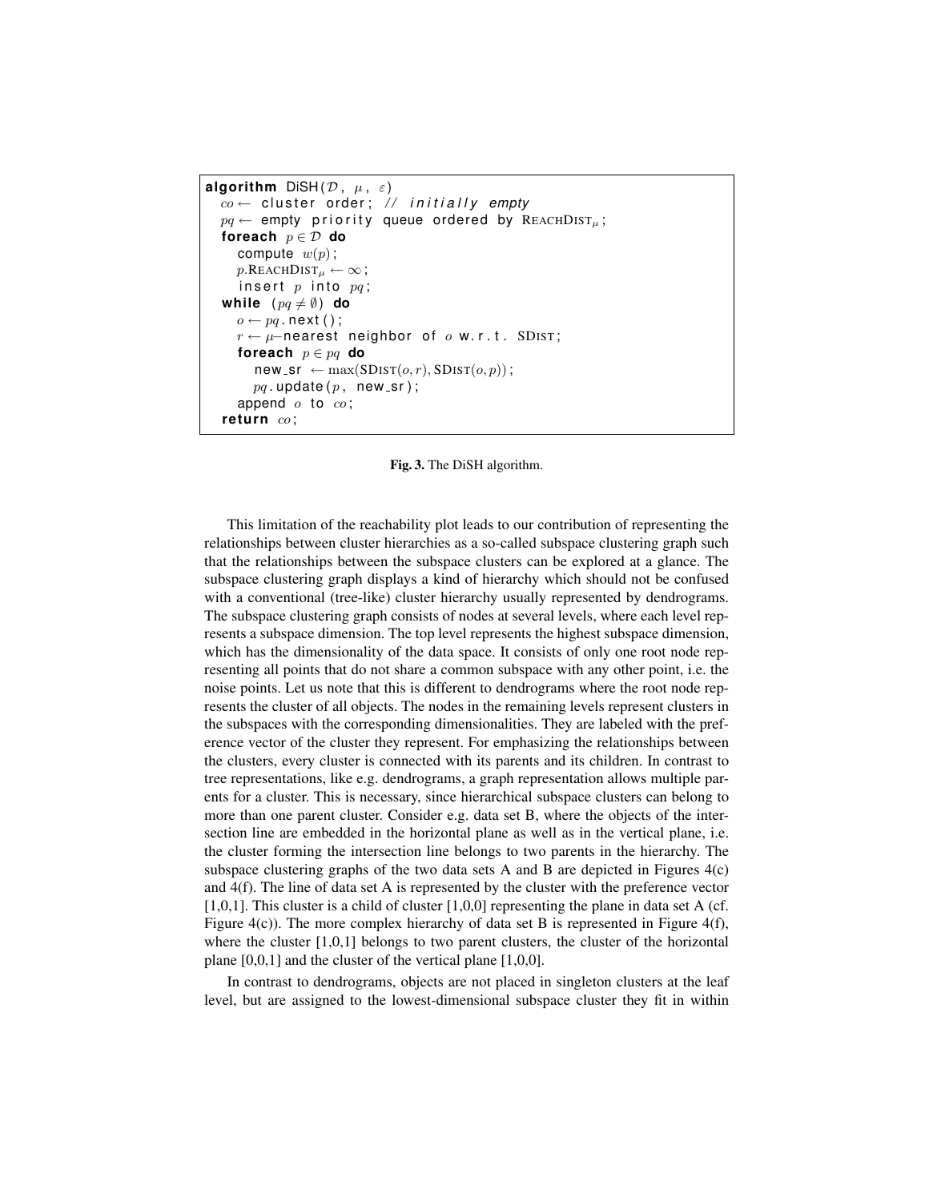```
algorithm DiSH(D, μ, ε)
  co ← cluster order; // initially empty
  pq ← empty priority queue ordered by REACHDIST_μ;
  foreach p ∈ D do
    compute w(p);
    p.REACHDIST_μ ← ∞;
    insert p into pq;
  while (pq ≠ ∅) do
    o ← pq.next();
    r ← μ-nearest neighbor of o w.r.t. SDIST;
    foreach p ∈ pq do
      new_sr ← max(SDIST(o,r), SDIST(o,p));
      pq.update(p, new_sr);
    append o to co;
  return co;
```

**Fig. 3.** The DiSH algorithm.

This limitation of the reachability plot leads to our contribution of representing the relationships between cluster hierarchies as a so-called subspace clustering graph such that the relationships between the subspace clusters can be explored at a glance. The subspace clustering graph displays a kind of hierarchy which should not be confused with a conventional (tree-like) cluster hierarchy usually represented by dendrograms. The subspace clustering graph consists of nodes at several levels, where each level represents a subspace dimension. The top level represents the highest subspace dimension, which has the dimensionality of the data space. It consists of only one root node representing all points that do not share a common subspace with any other point, i.e. the noise points. Let us note that this is different to dendrograms where the root node represents the cluster of all objects. The nodes in the remaining levels represent clusters in the subspaces with the corresponding dimensionalities. They are labeled with the preference vector of the cluster they represent. For emphasizing the relationships between the clusters, every cluster is connected with its parents and its children. In contrast to tree representations, like e.g. dendrograms, a graph representation allows multiple parents for a cluster. This is necessary, since hierarchical subspace clusters can belong to more than one parent cluster. Consider e.g. data set B, where the objects of the intersection line are embedded in the horizontal plane as well as in the vertical plane, i.e. the cluster forming the intersection line belongs to two parents in the hierarchy. The subspace clustering graphs of the two data sets A and B are depicted in Figures 4(c) and 4(f). The line of data set A is represented by the cluster with the preference vector [1,0,1]. This cluster is a child of cluster [1,0,0] representing the plane in data set A (cf. Figure 4(c)). The more complex hierarchy of data set B is represented in Figure 4(f), where the cluster [1,0,1] belongs to two parent clusters, the cluster of the horizontal plane [0,0,1] and the cluster of the vertical plane [1,0,0].

In contrast to dendrograms, objects are not placed in singleton clusters at the leaf level, but are assigned to the lowest-dimensional subspace cluster they fit in within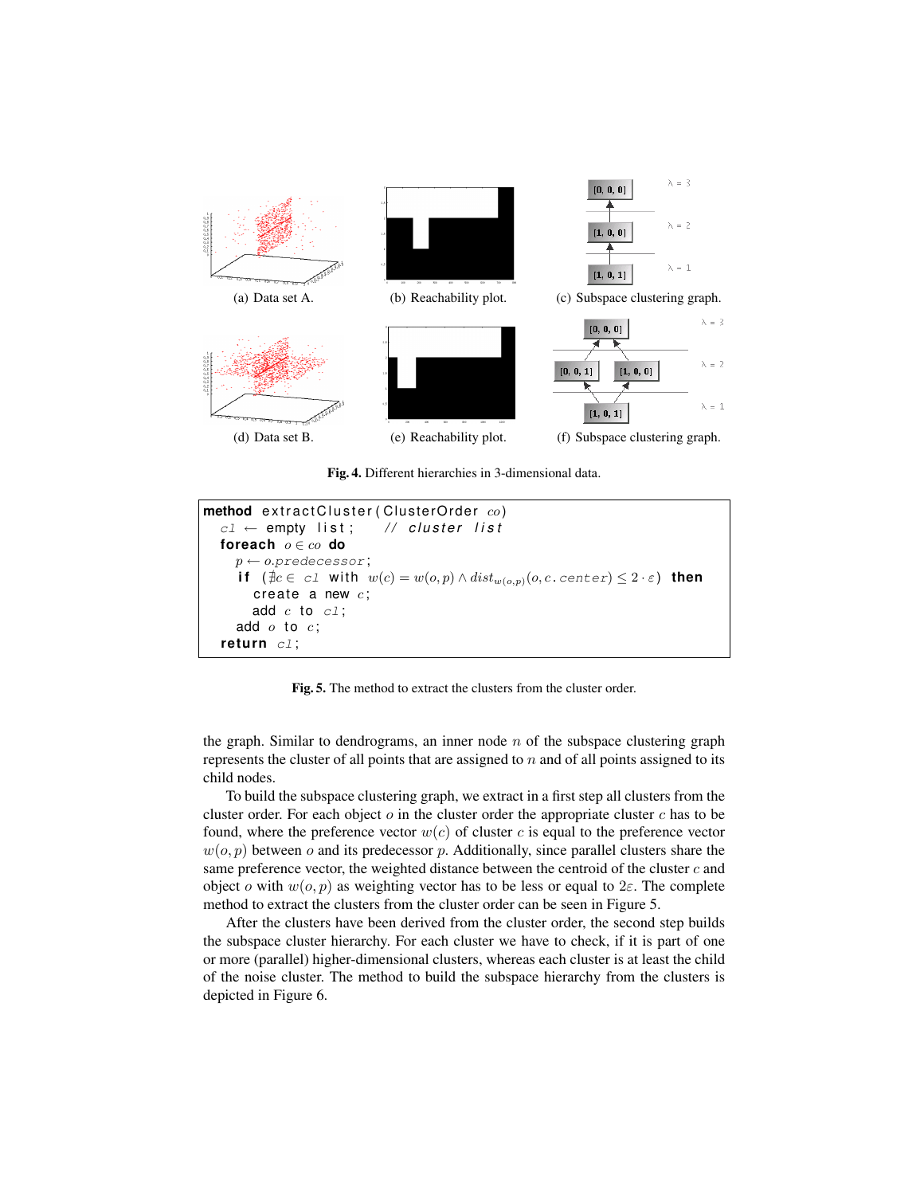(a) Data set A.

(b) Reachability plot.

(c) Subspace clustering graph.

(d) Data set B.

(e) Reachability plot.

(f) Subspace clustering graph.

**Fig. 4.** Different hierarchies in 3-dimensional data.

```
method extractCluster(ClusterOrder co)
  cl ← empty list;    // cluster list
  foreach o ∈ co do
    p ← o.predecessor;
    if (∄c ∈ cl with w(c) = w(o,p) ∧ dist_{w(o,p)}(o, c.center) ≤ 2·ε) then
      create a new c;
      add c to cl;
    add o to c;
  return cl;
```

**Fig. 5.** The method to extract the clusters from the cluster order.

the graph. Similar to dendrograms, an inner node $n$ of the subspace clustering graph represents the cluster of all points that are assigned to $n$ and of all points assigned to its child nodes.

To build the subspace clustering graph, we extract in a first step all clusters from the cluster order. For each object $o$ in the cluster order the appropriate cluster $c$ has to be found, where the preference vector $w(c)$ of cluster $c$ is equal to the preference vector $w(o, p)$ between $o$ and its predecessor $p$. Additionally, since parallel clusters share the same preference vector, the weighted distance between the centroid of the cluster $c$ and object $o$ with $w(o, p)$ as weighting vector has to be less or equal to $2\varepsilon$. The complete method to extract the clusters from the cluster order can be seen in Figure 5.

After the clusters have been derived from the cluster order, the second step builds the subspace cluster hierarchy. For each cluster we have to check, if it is part of one or more (parallel) higher-dimensional clusters, whereas each cluster is at least the child of the noise cluster. The method to build the subspace hierarchy from the clusters is depicted in Figure 6.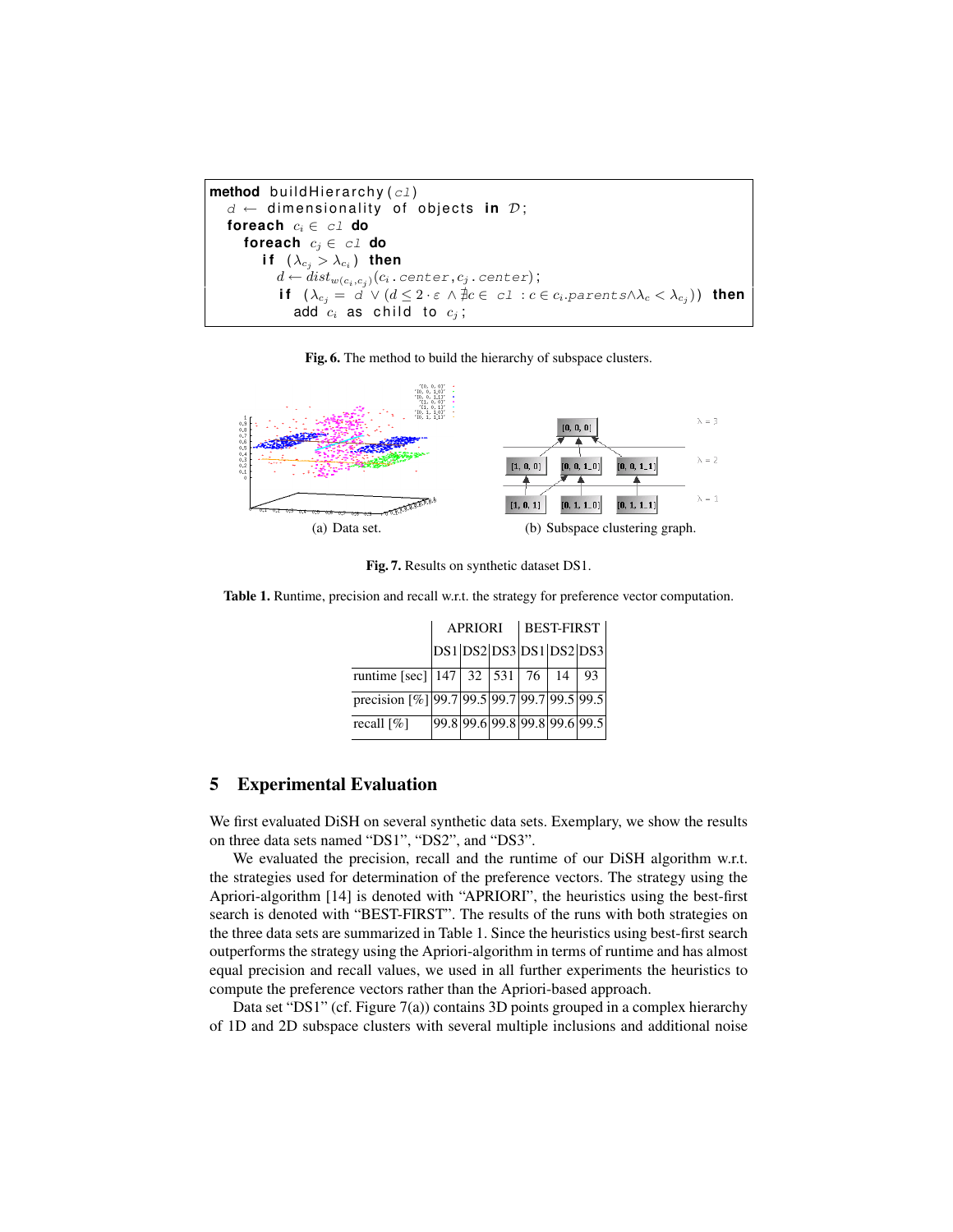```
method buildHierarchy(cl)
  d ← dimensionality of objects in D;
  foreach c_i ∈ cl do
    foreach c_j ∈ cl do
      if (λ_{c_j} > λ_{c_i}) then
        d ← dist_{w(c_i,c_j)}(c_i.center, c_j.center);
        if (λ_{c_j} = d ∨ (d ≤ 2·ε ∧ ∄c ∈ cl : c ∈ c_i.parents ∧ λ_c < λ_{c_j})) then
          add c_i as child to c_j;
```

**Fig. 6.** The method to build the hierarchy of subspace clusters.

(a) Data set.

(b) Subspace clustering graph.

**Fig. 7.** Results on synthetic dataset DS1.

**Table 1.** Runtime, precision and recall w.r.t. the strategy for preference vector computation.

| | APRIORI | | | BEST-FIRST | | |
|---|---|---|---|---|---|---|
| | DS1 | DS2 | DS3 | DS1 | DS2 | DS3 |
| runtime [sec] | 147 | 32 | 531 | 76 | 14 | 93 |
| precision [%] | 99.7 | 99.5 | 99.7 | 99.7 | 99.5 | 99.5 |
| recall [%] | 99.8 | 99.6 | 99.8 | 99.8 | 99.6 | 99.5 |

## 5 Experimental Evaluation

We first evaluated DiSH on several synthetic data sets. Exemplary, we show the results on three data sets named "DS1", "DS2", and "DS3".

We evaluated the precision, recall and the runtime of our DiSH algorithm w.r.t. the strategies used for determination of the preference vectors. The strategy using the Apriori-algorithm [14] is denoted with "APRIORI", the heuristics using the best-first search is denoted with "BEST-FIRST". The results of the runs with both strategies on the three data sets are summarized in Table 1. Since the heuristics using best-first search outperforms the strategy using the Apriori-algorithm in terms of runtime and has almost equal precision and recall values, we used in all further experiments the heuristics to compute the preference vectors rather than the Apriori-based approach.

Data set "DS1" (cf. Figure 7(a)) contains 3D points grouped in a complex hierarchy of 1D and 2D subspace clusters with several multiple inclusions and additional noise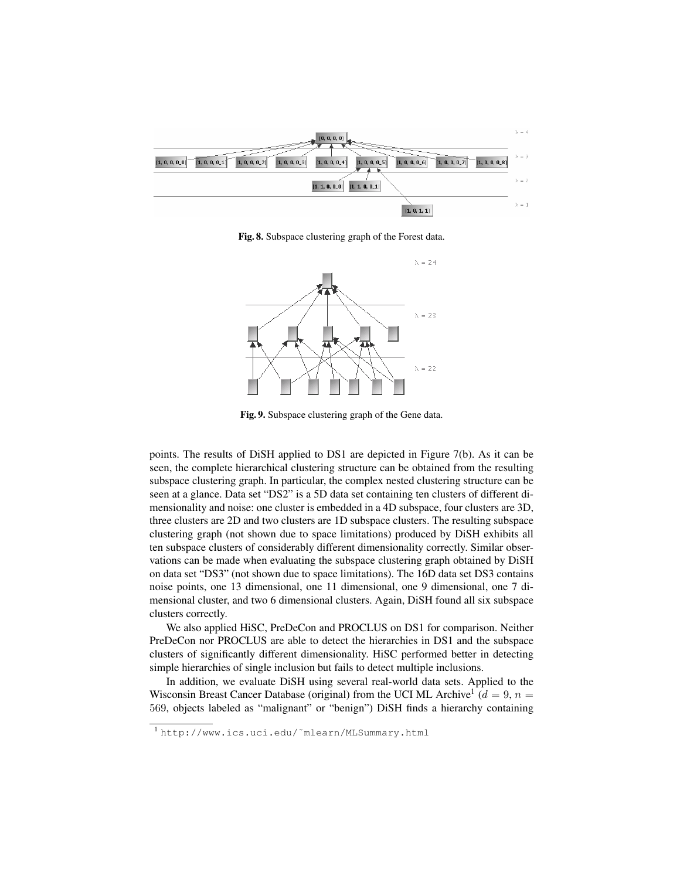Fig. 8. Subspace clustering graph of the Forest data.

Fig. 9. Subspace clustering graph of the Gene data.

points. The results of DiSH applied to DS1 are depicted in Figure 7(b). As it can be seen, the complete hierarchical clustering structure can be obtained from the resulting subspace clustering graph. In particular, the complex nested clustering structure can be seen at a glance. Data set "DS2" is a 5D data set containing ten clusters of different dimensionality and noise: one cluster is embedded in a 4D subspace, four clusters are 3D, three clusters are 2D and two clusters are 1D subspace clusters. The resulting subspace clustering graph (not shown due to space limitations) produced by DiSH exhibits all ten subspace clusters of considerably different dimensionality correctly. Similar observations can be made when evaluating the subspace clustering graph obtained by DiSH on data set "DS3" (not shown due to space limitations). The 16D data set DS3 contains noise points, one 13 dimensional, one 11 dimensional, one 9 dimensional, one 7 dimensional cluster, and two 6 dimensional clusters. Again, DiSH found all six subspace clusters correctly.

We also applied HiSC, PreDeCon and PROCLUS on DS1 for comparison. Neither PreDeCon nor PROCLUS are able to detect the hierarchies in DS1 and the subspace clusters of significantly different dimensionality. HiSC performed better in detecting simple hierarchies of single inclusion but fails to detect multiple inclusions.

In addition, we evaluate DiSH using several real-world data sets. Applied to the Wisconsin Breast Cancer Database (original) from the UCI ML Archive[1] ($d = 9$, $n = 569$, objects labeled as "malignant" or "benign") DiSH finds a hierarchy containing

[1] http://www.ics.uci.edu/~mlearn/MLSummary.html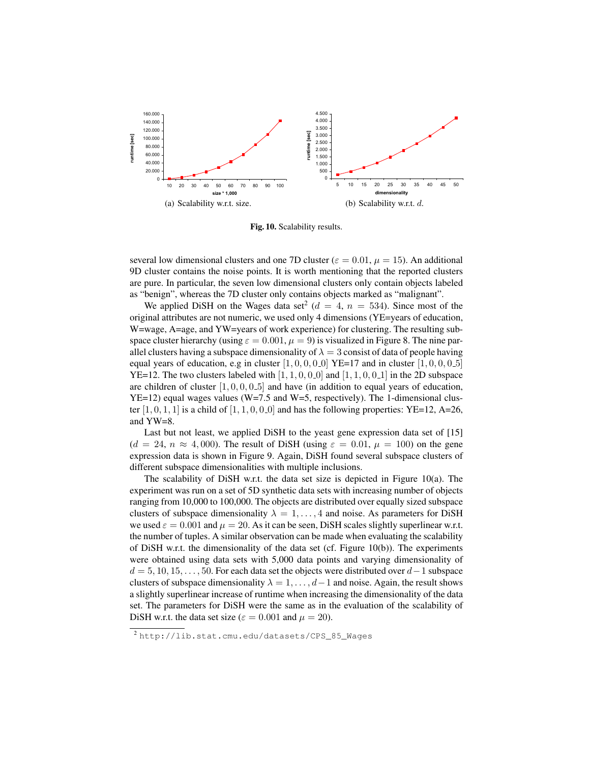(a) Scalability w.r.t. size.

(b) Scalability w.r.t. $d$.

**Fig. 10.** Scalability results.

several low dimensional clusters and one 7D cluster ($\varepsilon = 0.01$, $\mu = 15$). An additional 9D cluster contains the noise points. It is worth mentioning that the reported clusters are pure. In particular, the seven low dimensional clusters only contain objects labeled as "benign", whereas the 7D cluster only contains objects marked as "malignant".

We applied DiSH on the Wages data set[2] ($d = 4$, $n = 534$). Since most of the original attributes are not numeric, we used only 4 dimensions (YE=years of education, W=wage, A=age, and YW=years of work experience) for clustering. The resulting subspace cluster hierarchy (using $\varepsilon = 0.001$, $\mu = 9$) is visualized in Figure 8. The nine parallel clusters having a subspace dimensionality of $\lambda = 3$ consist of data of people having equal years of education, e.g in cluster $[1, 0, 0, 0\_0]$ YE=17 and in cluster $[1, 0, 0, 0\_5]$ YE=12. The two clusters labeled with $[1, 1, 0, 0\_0]$ and $[1, 1, 0, 0\_1]$ in the 2D subspace are children of cluster $[1, 0, 0, 0\_5]$ and have (in addition to equal years of education, YE=12) equal wages values (W=7.5 and W=5, respectively). The 1-dimensional cluster $[1, 0, 1, 1]$ is a child of $[1, 1, 0, 0\_0]$ and has the following properties: YE=12, A=26, and YW=8.

Last but not least, we applied DiSH to the yeast gene expression data set of [15] ($d = 24$, $n \approx 4,000$). The result of DiSH (using $\varepsilon = 0.01$, $\mu = 100$) on the gene expression data is shown in Figure 9. Again, DiSH found several subspace clusters of different subspace dimensionalities with multiple inclusions.

The scalability of DiSH w.r.t. the data set size is depicted in Figure 10(a). The experiment was run on a set of 5D synthetic data sets with increasing number of objects ranging from 10,000 to 100,000. The objects are distributed over equally sized subspace clusters of subspace dimensionality $\lambda = 1, \ldots, 4$ and noise. As parameters for DiSH we used $\varepsilon = 0.001$ and $\mu = 20$. As it can be seen, DiSH scales slightly superlinear w.r.t. the number of tuples. A similar observation can be made when evaluating the scalability of DiSH w.r.t. the dimensionality of the data set (cf. Figure 10(b)). The experiments were obtained using data sets with 5,000 data points and varying dimensionality of $d = 5, 10, 15, \ldots, 50$. For each data set the objects were distributed over $d-1$ subspace clusters of subspace dimensionality $\lambda = 1, \ldots, d-1$ and noise. Again, the result shows a slightly superlinear increase of runtime when increasing the dimensionality of the data set. The parameters for DiSH were the same as in the evaluation of the scalability of DiSH w.r.t. the data set size ($\varepsilon = 0.001$ and $\mu = 20$).

[2] http://lib.stat.cmu.edu/datasets/CPS_85_Wages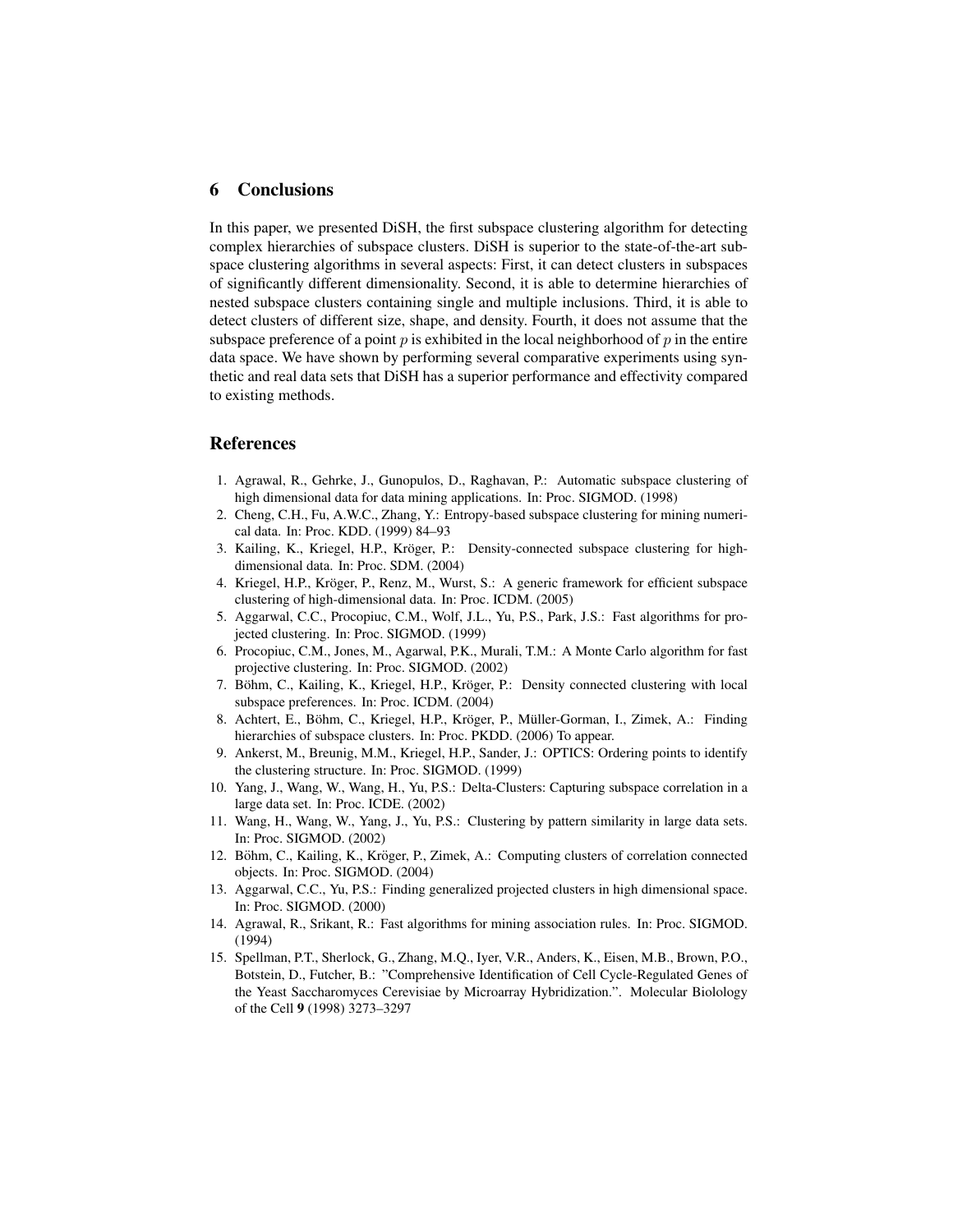## 6 Conclusions

In this paper, we presented DiSH, the first subspace clustering algorithm for detecting complex hierarchies of subspace clusters. DiSH is superior to the state-of-the-art subspace clustering algorithms in several aspects: First, it can detect clusters in subspaces of significantly different dimensionality. Second, it is able to determine hierarchies of nested subspace clusters containing single and multiple inclusions. Third, it is able to detect clusters of different size, shape, and density. Fourth, it does not assume that the subspace preference of a point $p$ is exhibited in the local neighborhood of $p$ in the entire data space. We have shown by performing several comparative experiments using synthetic and real data sets that DiSH has a superior performance and effectivity compared to existing methods.

## References

1. Agrawal, R., Gehrke, J., Gunopulos, D., Raghavan, P.: Automatic subspace clustering of high dimensional data for data mining applications. In: Proc. SIGMOD. (1998)
2. Cheng, C.H., Fu, A.W.C., Zhang, Y.: Entropy-based subspace clustering for mining numerical data. In: Proc. KDD. (1999) 84–93
3. Kailing, K., Kriegel, H.P., Kröger, P.: Density-connected subspace clustering for high-dimensional data. In: Proc. SDM. (2004)
4. Kriegel, H.P., Kröger, P., Renz, M., Wurst, S.: A generic framework for efficient subspace clustering of high-dimensional data. In: Proc. ICDM. (2005)
5. Aggarwal, C.C., Procopiuc, C.M., Wolf, J.L., Yu, P.S., Park, J.S.: Fast algorithms for projected clustering. In: Proc. SIGMOD. (1999)
6. Procopiuc, C.M., Jones, M., Agarwal, P.K., Murali, T.M.: A Monte Carlo algorithm for fast projective clustering. In: Proc. SIGMOD. (2002)
7. Böhm, C., Kailing, K., Kriegel, H.P., Kröger, P.: Density connected clustering with local subspace preferences. In: Proc. ICDM. (2004)
8. Achtert, E., Böhm, C., Kriegel, H.P., Kröger, P., Müller-Gorman, I., Zimek, A.: Finding hierarchies of subspace clusters. In: Proc. PKDD. (2006) To appear.
9. Ankerst, M., Breunig, M.M., Kriegel, H.P., Sander, J.: OPTICS: Ordering points to identify the clustering structure. In: Proc. SIGMOD. (1999)
10. Yang, J., Wang, W., Wang, H., Yu, P.S.: Delta-Clusters: Capturing subspace correlation in a large data set. In: Proc. ICDE. (2002)
11. Wang, H., Wang, W., Yang, J., Yu, P.S.: Clustering by pattern similarity in large data sets. In: Proc. SIGMOD. (2002)
12. Böhm, C., Kailing, K., Kröger, P., Zimek, A.: Computing clusters of correlation connected objects. In: Proc. SIGMOD. (2004)
13. Aggarwal, C.C., Yu, P.S.: Finding generalized projected clusters in high dimensional space. In: Proc. SIGMOD. (2000)
14. Agrawal, R., Srikant, R.: Fast algorithms for mining association rules. In: Proc. SIGMOD. (1994)
15. Spellman, P.T., Sherlock, G., Zhang, M.Q., Iyer, V.R., Anders, K., Eisen, M.B., Brown, P.O., Botstein, D., Futcher, B.: "Comprehensive Identification of Cell Cycle-Regulated Genes of the Yeast Saccharomyces Cerevisiae by Microarray Hybridization.". Molecular Biolology of the Cell **9** (1998) 3273–3297